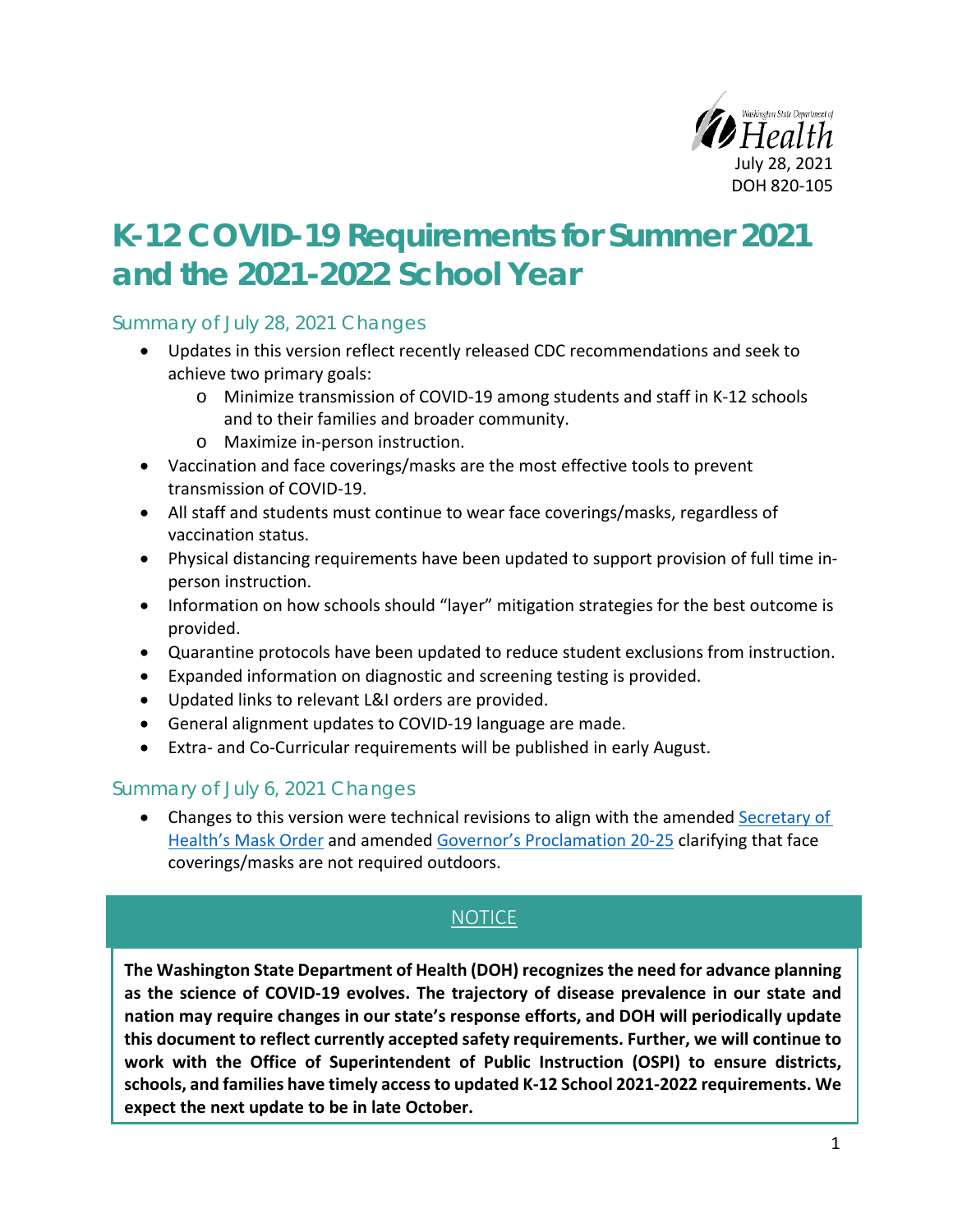Washington State Department of Health
July 28, 2021
DOH 820-105

# K-12 COVID-19 Requirements for Summer 2021 and the 2021-2022 School Year

## Summary of July 28, 2021 Changes

- Updates in this version reflect recently released CDC recommendations and seek to achieve two primary goals:
  - Minimize transmission of COVID-19 among students and staff in K-12 schools and to their families and broader community.
  - Maximize in-person instruction.
- Vaccination and face coverings/masks are the most effective tools to prevent transmission of COVID-19.
- All staff and students must continue to wear face coverings/masks, regardless of vaccination status.
- Physical distancing requirements have been updated to support provision of full time in-person instruction.
- Information on how schools should "layer" mitigation strategies for the best outcome is provided.
- Quarantine protocols have been updated to reduce student exclusions from instruction.
- Expanded information on diagnostic and screening testing is provided.
- Updated links to relevant L&I orders are provided.
- General alignment updates to COVID-19 language are made.
- Extra- and Co-Curricular requirements will be published in early August.

## Summary of July 6, 2021 Changes

- Changes to this version were technical revisions to align with the amended Secretary of Health's Mask Order and amended Governor's Proclamation 20-25 clarifying that face coverings/masks are not required outdoors.

**NOTICE**

**The Washington State Department of Health (DOH) recognizes the need for advance planning as the science of COVID-19 evolves. The trajectory of disease prevalence in our state and nation may require changes in our state's response efforts, and DOH will periodically update this document to reflect currently accepted safety requirements. Further, we will continue to work with the Office of Superintendent of Public Instruction (OSPI) to ensure districts, schools, and families have timely access to updated K-12 School 2021-2022 requirements. We expect the next update to be in late October.**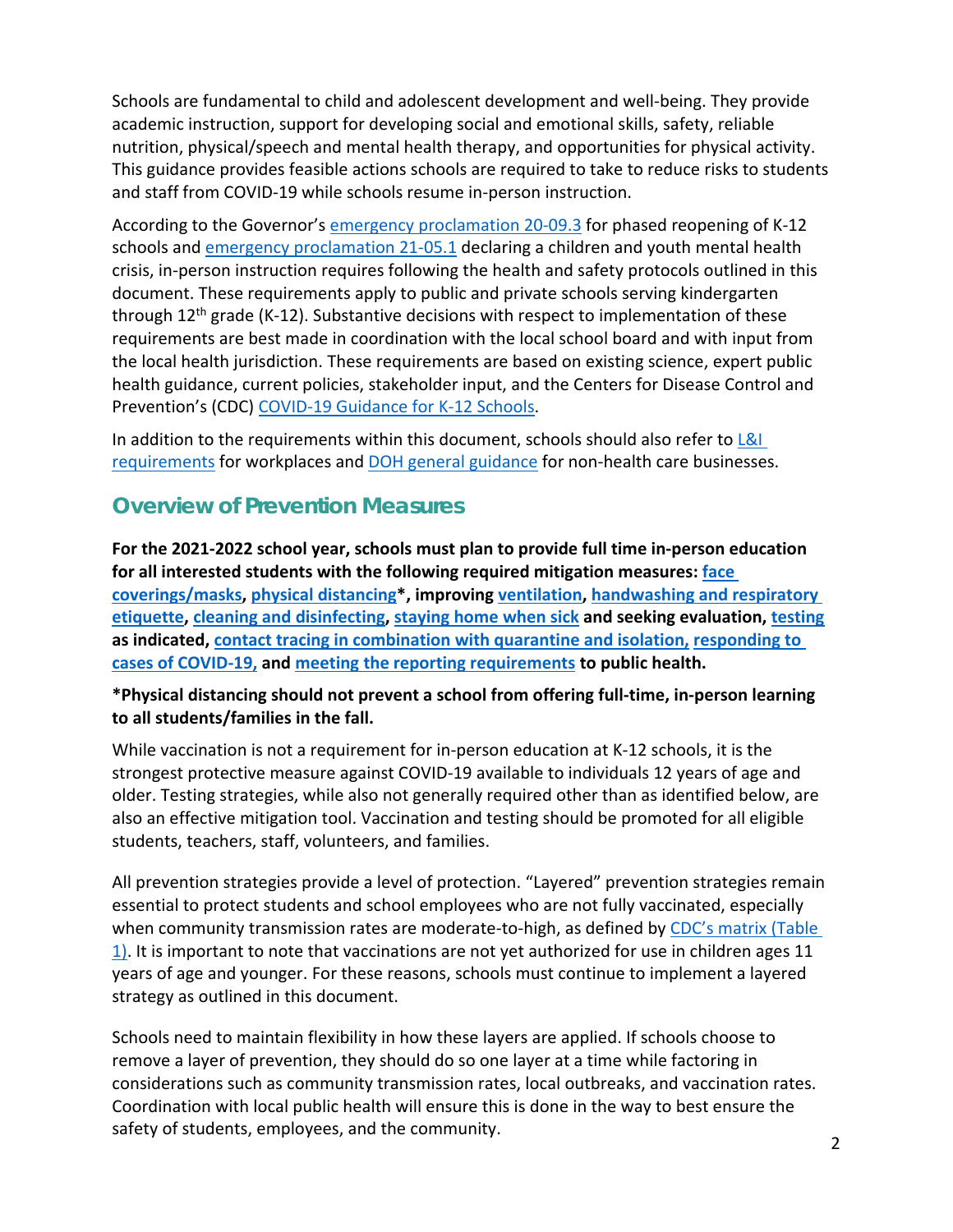Schools are fundamental to child and adolescent development and well-being. They provide academic instruction, support for developing social and emotional skills, safety, reliable nutrition, physical/speech and mental health therapy, and opportunities for physical activity. This guidance provides feasible actions schools are required to take to reduce risks to students and staff from COVID-19 while schools resume in-person instruction.

According to the Governor's emergency proclamation 20-09.3 for phased reopening of K-12 schools and emergency proclamation 21-05.1 declaring a children and youth mental health crisis, in-person instruction requires following the health and safety protocols outlined in this document. These requirements apply to public and private schools serving kindergarten through 12th grade (K-12). Substantive decisions with respect to implementation of these requirements are best made in coordination with the local school board and with input from the local health jurisdiction. These requirements are based on existing science, expert public health guidance, current policies, stakeholder input, and the Centers for Disease Control and Prevention's (CDC) COVID-19 Guidance for K-12 Schools.

In addition to the requirements within this document, schools should also refer to L&I requirements for workplaces and DOH general guidance for non-health care businesses.

## Overview of Prevention Measures

**For the 2021-2022 school year, schools must plan to provide full time in-person education for all interested students with the following required mitigation measures: face coverings/masks, physical distancing*, improving ventilation, handwashing and respiratory etiquette, cleaning and disinfecting, staying home when sick and seeking evaluation, testing as indicated, contact tracing in combination with quarantine and isolation, responding to cases of COVID-19, and meeting the reporting requirements to public health.**

**\*Physical distancing should not prevent a school from offering full-time, in-person learning to all students/families in the fall.**

While vaccination is not a requirement for in-person education at K-12 schools, it is the strongest protective measure against COVID-19 available to individuals 12 years of age and older. Testing strategies, while also not generally required other than as identified below, are also an effective mitigation tool. Vaccination and testing should be promoted for all eligible students, teachers, staff, volunteers, and families.

All prevention strategies provide a level of protection. "Layered" prevention strategies remain essential to protect students and school employees who are not fully vaccinated, especially when community transmission rates are moderate-to-high, as defined by CDC's matrix (Table 1). It is important to note that vaccinations are not yet authorized for use in children ages 11 years of age and younger. For these reasons, schools must continue to implement a layered strategy as outlined in this document.

Schools need to maintain flexibility in how these layers are applied. If schools choose to remove a layer of prevention, they should do so one layer at a time while factoring in considerations such as community transmission rates, local outbreaks, and vaccination rates. Coordination with local public health will ensure this is done in the way to best ensure the safety of students, employees, and the community.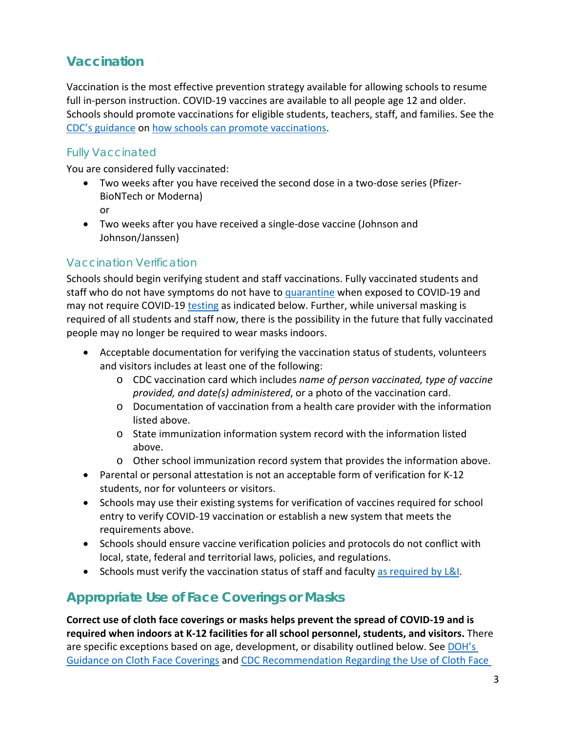## Vaccination

Vaccination is the most effective prevention strategy available for allowing schools to resume full in-person instruction. COVID-19 vaccines are available to all people age 12 and older. Schools should promote vaccinations for eligible students, teachers, staff, and families. See the [CDC's guidance](#) on [how schools can promote vaccinations](#).

### Fully Vaccinated

You are considered fully vaccinated:

- Two weeks after you have received the second dose in a two-dose series (Pfizer-BioNTech or Moderna)
  or
- Two weeks after you have received a single-dose vaccine (Johnson and Johnson/Janssen)

### Vaccination Verification

Schools should begin verifying student and staff vaccinations. Fully vaccinated students and staff who do not have symptoms do not have to [quarantine](#) when exposed to COVID-19 and may not require COVID-19 [testing](#) as indicated below. Further, while universal masking is required of all students and staff now, there is the possibility in the future that fully vaccinated people may no longer be required to wear masks indoors.

- Acceptable documentation for verifying the vaccination status of students, volunteers and visitors includes at least one of the following:
  - CDC vaccination card which includes *name of person vaccinated, type of vaccine provided, and date(s) administered*, or a photo of the vaccination card.
  - Documentation of vaccination from a health care provider with the information listed above.
  - State immunization information system record with the information listed above.
  - Other school immunization record system that provides the information above.
- Parental or personal attestation is not an acceptable form of verification for K-12 students, nor for volunteers or visitors.
- Schools may use their existing systems for verification of vaccines required for school entry to verify COVID-19 vaccination or establish a new system that meets the requirements above.
- Schools should ensure vaccine verification policies and protocols do not conflict with local, state, federal and territorial laws, policies, and regulations.
- Schools must verify the vaccination status of staff and faculty [as required by L&I](#).

## Appropriate Use of Face Coverings or Masks

**Correct use of cloth face coverings or masks helps prevent the spread of COVID-19 and is required when indoors at K-12 facilities for all school personnel, students, and visitors.** There are specific exceptions based on age, development, or disability outlined below. See [DOH's Guidance on Cloth Face Coverings](#) and [CDC Recommendation Regarding the Use of Cloth Face](#)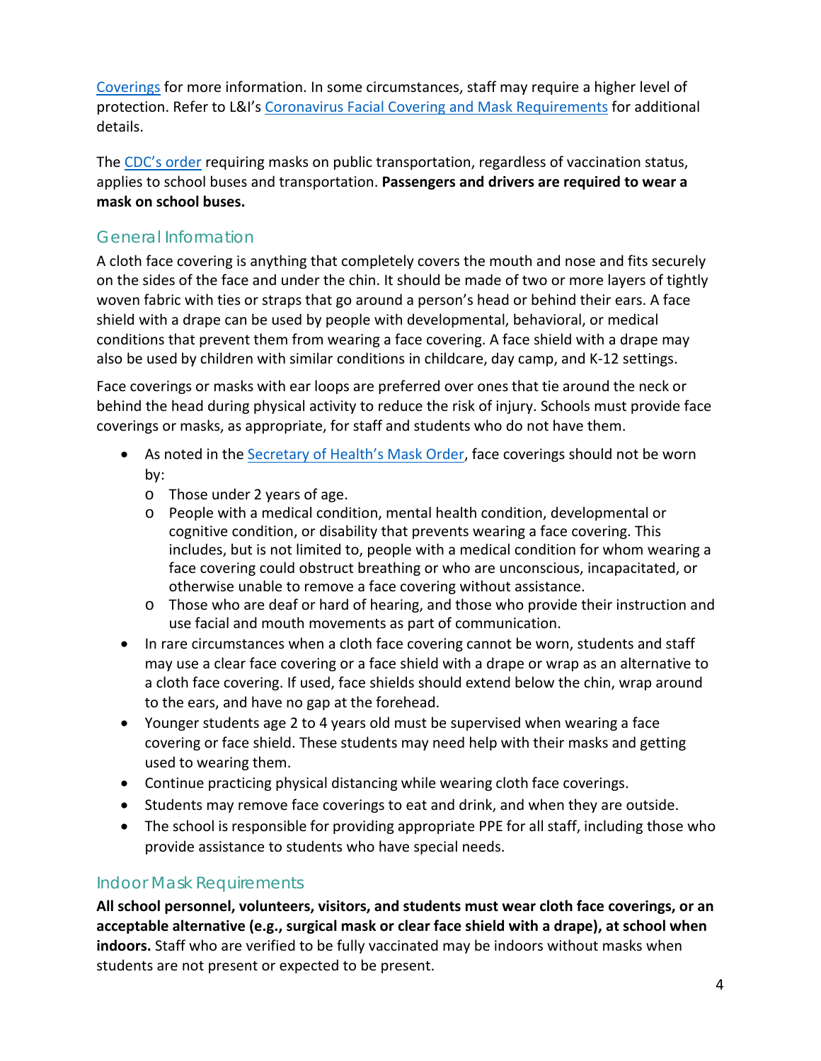Coverings for more information. In some circumstances, staff may require a higher level of protection. Refer to L&I's Coronavirus Facial Covering and Mask Requirements for additional details.

The CDC's order requiring masks on public transportation, regardless of vaccination status, applies to school buses and transportation. **Passengers and drivers are required to wear a mask on school buses.**

## General Information

A cloth face covering is anything that completely covers the mouth and nose and fits securely on the sides of the face and under the chin. It should be made of two or more layers of tightly woven fabric with ties or straps that go around a person's head or behind their ears. A face shield with a drape can be used by people with developmental, behavioral, or medical conditions that prevent them from wearing a face covering. A face shield with a drape may also be used by children with similar conditions in childcare, day camp, and K-12 settings.

Face coverings or masks with ear loops are preferred over ones that tie around the neck or behind the head during physical activity to reduce the risk of injury. Schools must provide face coverings or masks, as appropriate, for staff and students who do not have them.

- As noted in the Secretary of Health's Mask Order, face coverings should not be worn by:
  - Those under 2 years of age.
  - People with a medical condition, mental health condition, developmental or cognitive condition, or disability that prevents wearing a face covering. This includes, but is not limited to, people with a medical condition for whom wearing a face covering could obstruct breathing or who are unconscious, incapacitated, or otherwise unable to remove a face covering without assistance.
  - Those who are deaf or hard of hearing, and those who provide their instruction and use facial and mouth movements as part of communication.
- In rare circumstances when a cloth face covering cannot be worn, students and staff may use a clear face covering or a face shield with a drape or wrap as an alternative to a cloth face covering. If used, face shields should extend below the chin, wrap around to the ears, and have no gap at the forehead.
- Younger students age 2 to 4 years old must be supervised when wearing a face covering or face shield. These students may need help with their masks and getting used to wearing them.
- Continue practicing physical distancing while wearing cloth face coverings.
- Students may remove face coverings to eat and drink, and when they are outside.
- The school is responsible for providing appropriate PPE for all staff, including those who provide assistance to students who have special needs.

## Indoor Mask Requirements

**All school personnel, volunteers, visitors, and students must wear cloth face coverings, or an acceptable alternative (e.g., surgical mask or clear face shield with a drape), at school when indoors.** Staff who are verified to be fully vaccinated may be indoors without masks when students are not present or expected to be present.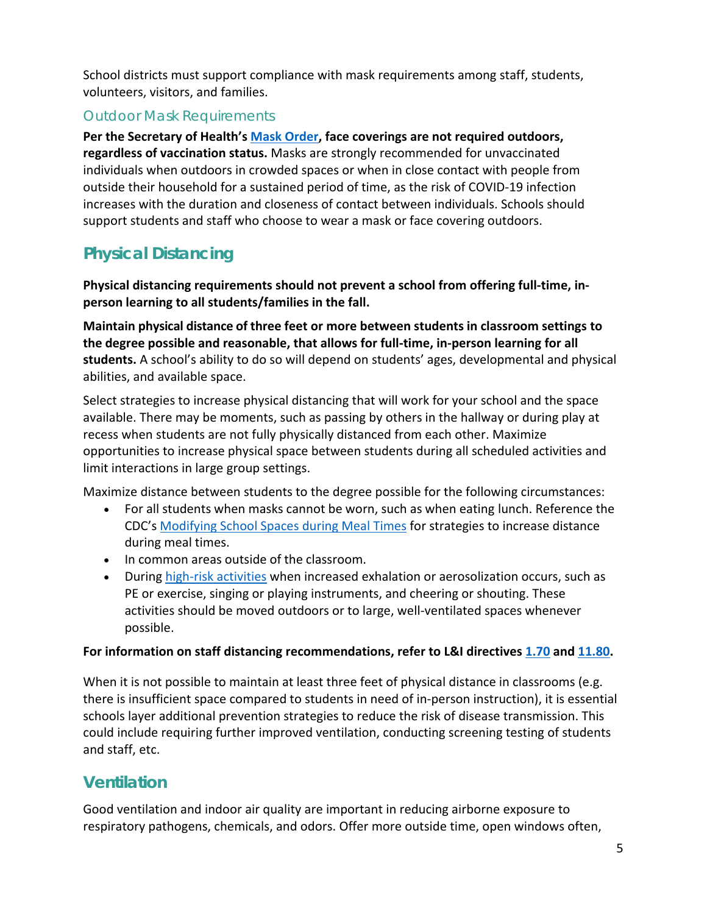School districts must support compliance with mask requirements among staff, students, volunteers, visitors, and families.

### Outdoor Mask Requirements

**Per the Secretary of Health's Mask Order, face coverings are not required outdoors, regardless of vaccination status.** Masks are strongly recommended for unvaccinated individuals when outdoors in crowded spaces or when in close contact with people from outside their household for a sustained period of time, as the risk of COVID-19 infection increases with the duration and closeness of contact between individuals. Schools should support students and staff who choose to wear a mask or face covering outdoors.

## Physical Distancing

**Physical distancing requirements should not prevent a school from offering full-time, in-person learning to all students/families in the fall.**

**Maintain physical distance of three feet or more between students in classroom settings to the degree possible and reasonable, that allows for full-time, in-person learning for all students.** A school's ability to do so will depend on students' ages, developmental and physical abilities, and available space.

Select strategies to increase physical distancing that will work for your school and the space available. There may be moments, such as passing by others in the hallway or during play at recess when students are not fully physically distanced from each other. Maximize opportunities to increase physical space between students during all scheduled activities and limit interactions in large group settings.

Maximize distance between students to the degree possible for the following circumstances:

- For all students when masks cannot be worn, such as when eating lunch. Reference the CDC's Modifying School Spaces during Meal Times for strategies to increase distance during meal times.
- In common areas outside of the classroom.
- During high-risk activities when increased exhalation or aerosolization occurs, such as PE or exercise, singing or playing instruments, and cheering or shouting. These activities should be moved outdoors or to large, well-ventilated spaces whenever possible.

**For information on staff distancing recommendations, refer to L&I directives 1.70 and 11.80.**

When it is not possible to maintain at least three feet of physical distance in classrooms (e.g. there is insufficient space compared to students in need of in-person instruction), it is essential schools layer additional prevention strategies to reduce the risk of disease transmission. This could include requiring further improved ventilation, conducting screening testing of students and staff, etc.

## Ventilation

Good ventilation and indoor air quality are important in reducing airborne exposure to respiratory pathogens, chemicals, and odors. Offer more outside time, open windows often,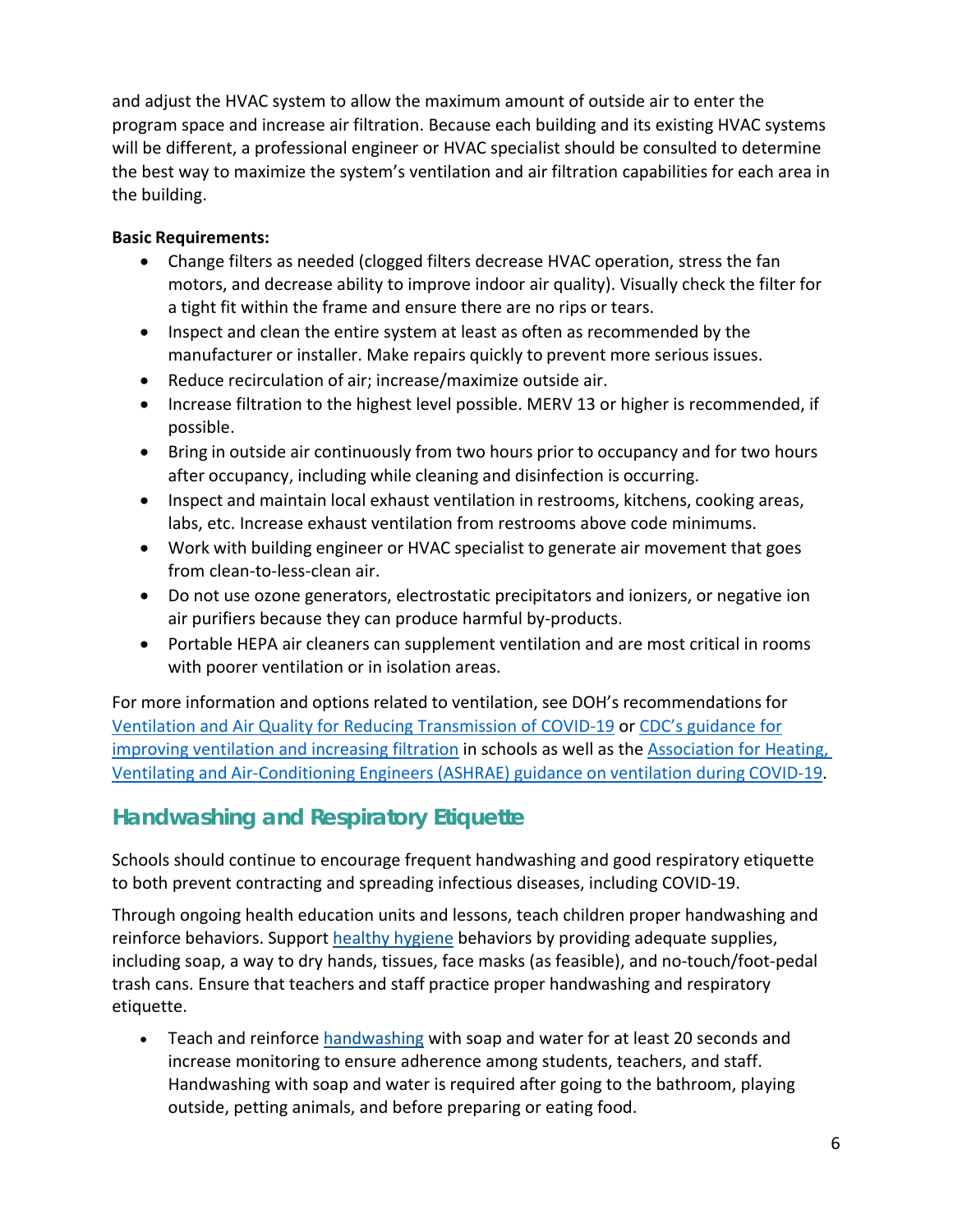and adjust the HVAC system to allow the maximum amount of outside air to enter the program space and increase air filtration. Because each building and its existing HVAC systems will be different, a professional engineer or HVAC specialist should be consulted to determine the best way to maximize the system's ventilation and air filtration capabilities for each area in the building.

**Basic Requirements:**

- Change filters as needed (clogged filters decrease HVAC operation, stress the fan motors, and decrease ability to improve indoor air quality). Visually check the filter for a tight fit within the frame and ensure there are no rips or tears.
- Inspect and clean the entire system at least as often as recommended by the manufacturer or installer. Make repairs quickly to prevent more serious issues.
- Reduce recirculation of air; increase/maximize outside air.
- Increase filtration to the highest level possible. MERV 13 or higher is recommended, if possible.
- Bring in outside air continuously from two hours prior to occupancy and for two hours after occupancy, including while cleaning and disinfection is occurring.
- Inspect and maintain local exhaust ventilation in restrooms, kitchens, cooking areas, labs, etc. Increase exhaust ventilation from restrooms above code minimums.
- Work with building engineer or HVAC specialist to generate air movement that goes from clean-to-less-clean air.
- Do not use ozone generators, electrostatic precipitators and ionizers, or negative ion air purifiers because they can produce harmful by-products.
- Portable HEPA air cleaners can supplement ventilation and are most critical in rooms with poorer ventilation or in isolation areas.

For more information and options related to ventilation, see DOH's recommendations for Ventilation and Air Quality for Reducing Transmission of COVID-19 or CDC's guidance for improving ventilation and increasing filtration in schools as well as the Association for Heating, Ventilating and Air-Conditioning Engineers (ASHRAE) guidance on ventilation during COVID-19.

## Handwashing and Respiratory Etiquette

Schools should continue to encourage frequent handwashing and good respiratory etiquette to both prevent contracting and spreading infectious diseases, including COVID-19.

Through ongoing health education units and lessons, teach children proper handwashing and reinforce behaviors. Support healthy hygiene behaviors by providing adequate supplies, including soap, a way to dry hands, tissues, face masks (as feasible), and no-touch/foot-pedal trash cans. Ensure that teachers and staff practice proper handwashing and respiratory etiquette.

- Teach and reinforce handwashing with soap and water for at least 20 seconds and increase monitoring to ensure adherence among students, teachers, and staff. Handwashing with soap and water is required after going to the bathroom, playing outside, petting animals, and before preparing or eating food.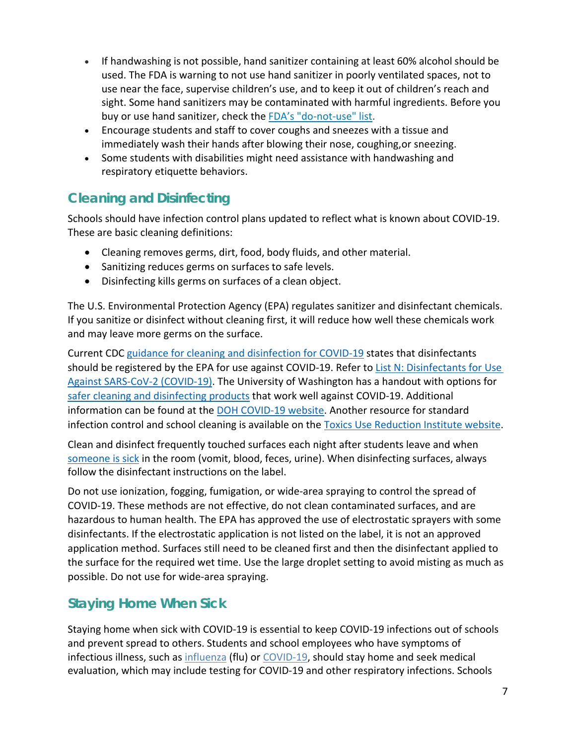- If handwashing is not possible, hand sanitizer containing at least 60% alcohol should be used. The FDA is warning to not use hand sanitizer in poorly ventilated spaces, not to use near the face, supervise children's use, and to keep it out of children's reach and sight. Some hand sanitizers may be contaminated with harmful ingredients. Before you buy or use hand sanitizer, check the FDA's "do-not-use" list.
- Encourage students and staff to cover coughs and sneezes with a tissue and immediately wash their hands after blowing their nose, coughing,or sneezing.
- Some students with disabilities might need assistance with handwashing and respiratory etiquette behaviors.

## Cleaning and Disinfecting

Schools should have infection control plans updated to reflect what is known about COVID-19. These are basic cleaning definitions:

- Cleaning removes germs, dirt, food, body fluids, and other material.
- Sanitizing reduces germs on surfaces to safe levels.
- Disinfecting kills germs on surfaces of a clean object.

The U.S. Environmental Protection Agency (EPA) regulates sanitizer and disinfectant chemicals. If you sanitize or disinfect without cleaning first, it will reduce how well these chemicals work and may leave more germs on the surface.

Current CDC guidance for cleaning and disinfection for COVID-19 states that disinfectants should be registered by the EPA for use against COVID-19. Refer to List N: Disinfectants for Use Against SARS-CoV-2 (COVID-19). The University of Washington has a handout with options for safer cleaning and disinfecting products that work well against COVID-19. Additional information can be found at the DOH COVID-19 website. Another resource for standard infection control and school cleaning is available on the Toxics Use Reduction Institute website.

Clean and disinfect frequently touched surfaces each night after students leave and when someone is sick in the room (vomit, blood, feces, urine). When disinfecting surfaces, always follow the disinfectant instructions on the label.

Do not use ionization, fogging, fumigation, or wide-area spraying to control the spread of COVID-19. These methods are not effective, do not clean contaminated surfaces, and are hazardous to human health. The EPA has approved the use of electrostatic sprayers with some disinfectants. If the electrostatic application is not listed on the label, it is not an approved application method. Surfaces still need to be cleaned first and then the disinfectant applied to the surface for the required wet time. Use the large droplet setting to avoid misting as much as possible. Do not use for wide-area spraying.

## Staying Home When Sick

Staying home when sick with COVID-19 is essential to keep COVID-19 infections out of schools and prevent spread to others. Students and school employees who have symptoms of infectious illness, such as influenza (flu) or COVID-19, should stay home and seek medical evaluation, which may include testing for COVID-19 and other respiratory infections. Schools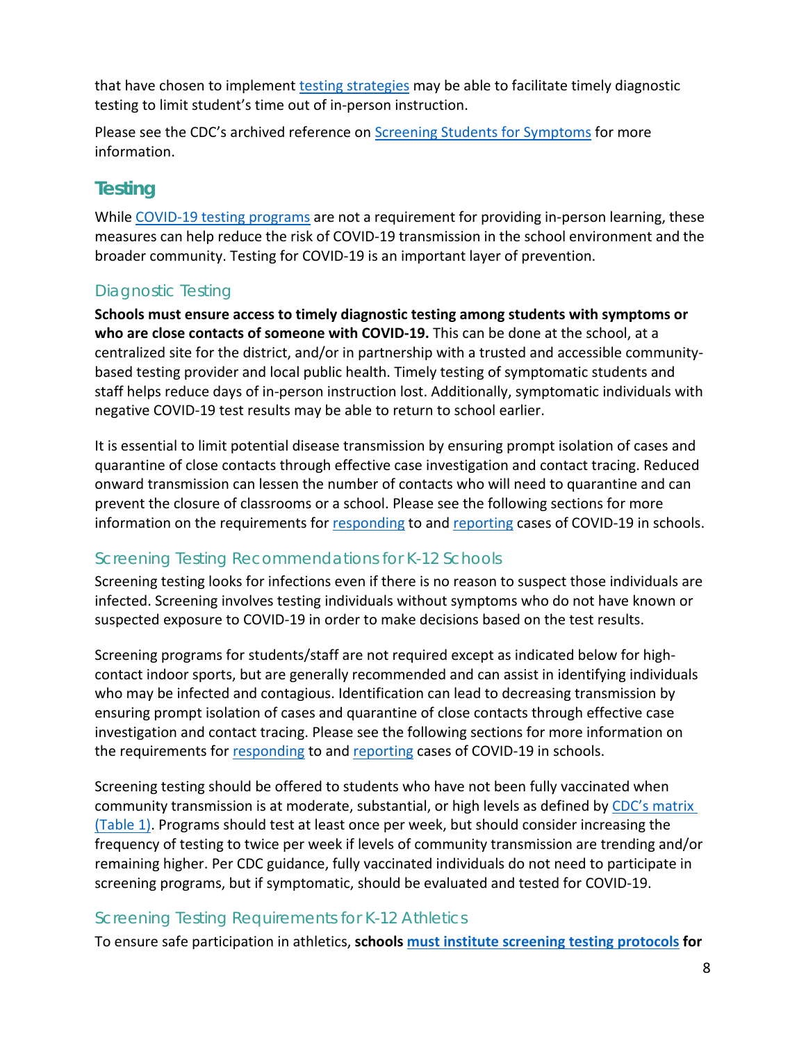that have chosen to implement testing strategies may be able to facilitate timely diagnostic testing to limit student's time out of in-person instruction.

Please see the CDC's archived reference on Screening Students for Symptoms for more information.

## Testing

While COVID-19 testing programs are not a requirement for providing in-person learning, these measures can help reduce the risk of COVID-19 transmission in the school environment and the broader community. Testing for COVID-19 is an important layer of prevention.

### Diagnostic Testing

**Schools must ensure access to timely diagnostic testing among students with symptoms or who are close contacts of someone with COVID-19.** This can be done at the school, at a centralized site for the district, and/or in partnership with a trusted and accessible community-based testing provider and local public health. Timely testing of symptomatic students and staff helps reduce days of in-person instruction lost. Additionally, symptomatic individuals with negative COVID-19 test results may be able to return to school earlier.

It is essential to limit potential disease transmission by ensuring prompt isolation of cases and quarantine of close contacts through effective case investigation and contact tracing. Reduced onward transmission can lessen the number of contacts who will need to quarantine and can prevent the closure of classrooms or a school. Please see the following sections for more information on the requirements for responding to and reporting cases of COVID-19 in schools.

### Screening Testing Recommendations for K-12 Schools

Screening testing looks for infections even if there is no reason to suspect those individuals are infected. Screening involves testing individuals without symptoms who do not have known or suspected exposure to COVID-19 in order to make decisions based on the test results.

Screening programs for students/staff are not required except as indicated below for high-contact indoor sports, but are generally recommended and can assist in identifying individuals who may be infected and contagious. Identification can lead to decreasing transmission by ensuring prompt isolation of cases and quarantine of close contacts through effective case investigation and contact tracing. Please see the following sections for more information on the requirements for responding to and reporting cases of COVID-19 in schools.

Screening testing should be offered to students who have not been fully vaccinated when community transmission is at moderate, substantial, or high levels as defined by CDC's matrix (Table 1). Programs should test at least once per week, but should consider increasing the frequency of testing to twice per week if levels of community transmission are trending and/or remaining higher. Per CDC guidance, fully vaccinated individuals do not need to participate in screening programs, but if symptomatic, should be evaluated and tested for COVID-19.

### Screening Testing Requirements for K-12 Athletics

To ensure safe participation in athletics, **schools must institute screening testing protocols for**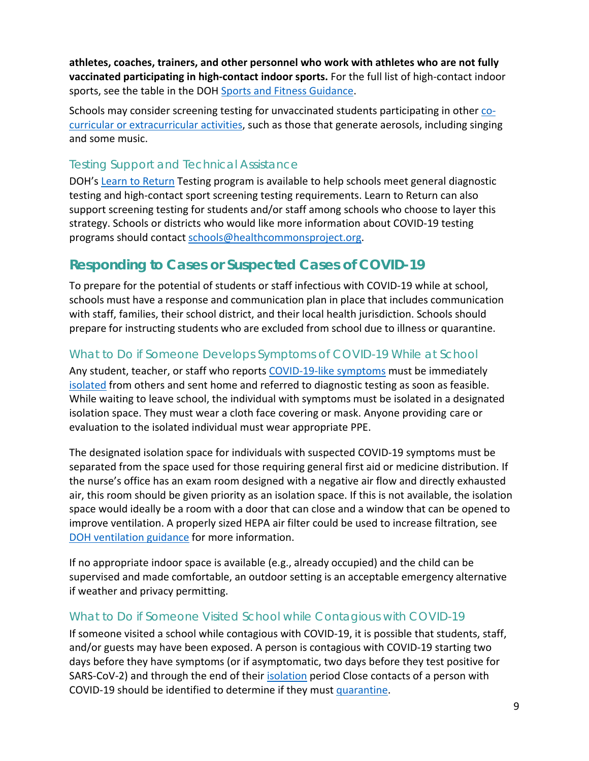**athletes, coaches, trainers, and other personnel who work with athletes who are not fully vaccinated participating in high-contact indoor sports.** For the full list of high-contact indoor sports, see the table in the DOH Sports and Fitness Guidance.

Schools may consider screening testing for unvaccinated students participating in other co-curricular or extracurricular activities, such as those that generate aerosols, including singing and some music.

### Testing Support and Technical Assistance

DOH's Learn to Return Testing program is available to help schools meet general diagnostic testing and high-contact sport screening testing requirements. Learn to Return can also support screening testing for students and/or staff among schools who choose to layer this strategy. Schools or districts who would like more information about COVID-19 testing programs should contact schools@healthcommonsproject.org.

## Responding to Cases or Suspected Cases of COVID-19

To prepare for the potential of students or staff infectious with COVID-19 while at school, schools must have a response and communication plan in place that includes communication with staff, families, their school district, and their local health jurisdiction. Schools should prepare for instructing students who are excluded from school due to illness or quarantine.

### What to Do if Someone Develops Symptoms of COVID-19 While at School

Any student, teacher, or staff who reports COVID-19-like symptoms must be immediately isolated from others and sent home and referred to diagnostic testing as soon as feasible. While waiting to leave school, the individual with symptoms must be isolated in a designated isolation space. They must wear a cloth face covering or mask. Anyone providing care or evaluation to the isolated individual must wear appropriate PPE.

The designated isolation space for individuals with suspected COVID-19 symptoms must be separated from the space used for those requiring general first aid or medicine distribution. If the nurse's office has an exam room designed with a negative air flow and directly exhausted air, this room should be given priority as an isolation space. If this is not available, the isolation space would ideally be a room with a door that can close and a window that can be opened to improve ventilation. A properly sized HEPA air filter could be used to increase filtration, see DOH ventilation guidance for more information.

If no appropriate indoor space is available (e.g., already occupied) and the child can be supervised and made comfortable, an outdoor setting is an acceptable emergency alternative if weather and privacy permitting.

### What to Do if Someone Visited School while Contagious with COVID-19

If someone visited a school while contagious with COVID-19, it is possible that students, staff, and/or guests may have been exposed. A person is contagious with COVID-19 starting two days before they have symptoms (or if asymptomatic, two days before they test positive for SARS-CoV-2) and through the end of their isolation period Close contacts of a person with COVID-19 should be identified to determine if they must quarantine.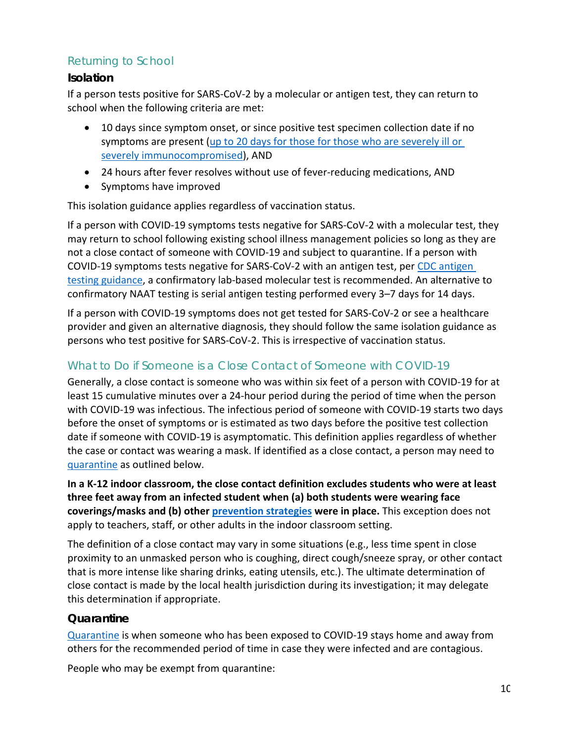## Returning to School

### Isolation

If a person tests positive for SARS-CoV-2 by a molecular or antigen test, they can return to school when the following criteria are met:

- 10 days since symptom onset, or since positive test specimen collection date if no symptoms are present (up to 20 days for those for those who are severely ill or severely immunocompromised), AND
- 24 hours after fever resolves without use of fever-reducing medications, AND
- Symptoms have improved

This isolation guidance applies regardless of vaccination status.

If a person with COVID-19 symptoms tests negative for SARS-CoV-2 with a molecular test, they may return to school following existing school illness management policies so long as they are not a close contact of someone with COVID-19 and subject to quarantine. If a person with COVID-19 symptoms tests negative for SARS-CoV-2 with an antigen test, per CDC antigen testing guidance, a confirmatory lab-based molecular test is recommended. An alternative to confirmatory NAAT testing is serial antigen testing performed every 3–7 days for 14 days.

If a person with COVID-19 symptoms does not get tested for SARS-CoV-2 or see a healthcare provider and given an alternative diagnosis, they should follow the same isolation guidance as persons who test positive for SARS-CoV-2. This is irrespective of vaccination status.

## What to Do if Someone is a Close Contact of Someone with COVID-19

Generally, a close contact is someone who was within six feet of a person with COVID-19 for at least 15 cumulative minutes over a 24-hour period during the period of time when the person with COVID-19 was infectious. The infectious period of someone with COVID-19 starts two days before the onset of symptoms or is estimated as two days before the positive test collection date if someone with COVID-19 is asymptomatic. This definition applies regardless of whether the case or contact was wearing a mask. If identified as a close contact, a person may need to quarantine as outlined below.

**In a K-12 indoor classroom, the close contact definition excludes students who were at least three feet away from an infected student when (a) both students were wearing face coverings/masks and (b) other prevention strategies were in place.** This exception does not apply to teachers, staff, or other adults in the indoor classroom setting.

The definition of a close contact may vary in some situations (e.g., less time spent in close proximity to an unmasked person who is coughing, direct cough/sneeze spray, or other contact that is more intense like sharing drinks, eating utensils, etc.). The ultimate determination of close contact is made by the local health jurisdiction during its investigation; it may delegate this determination if appropriate.

### Quarantine

Quarantine is when someone who has been exposed to COVID-19 stays home and away from others for the recommended period of time in case they were infected and are contagious.

People who may be exempt from quarantine: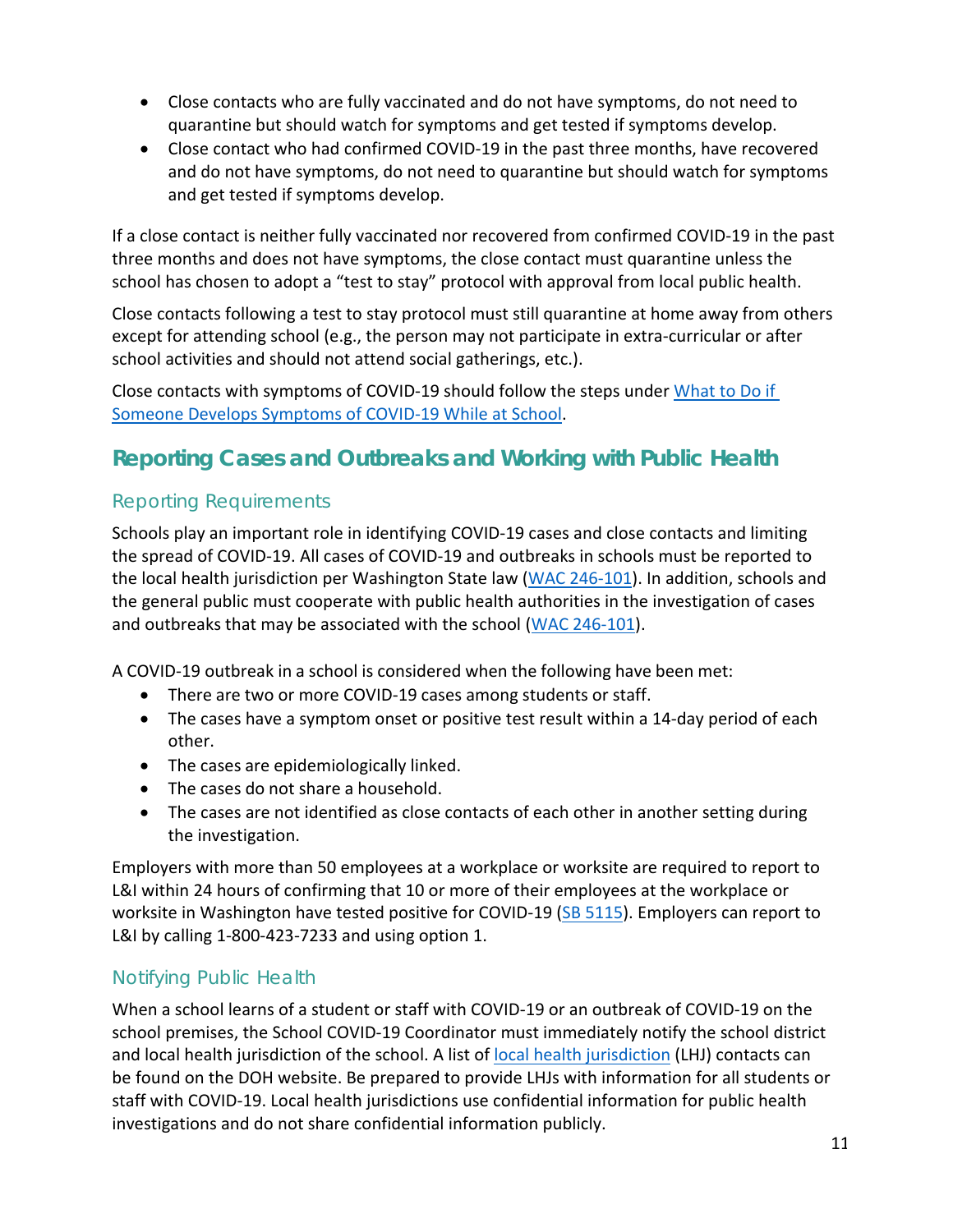- Close contacts who are fully vaccinated and do not have symptoms, do not need to quarantine but should watch for symptoms and get tested if symptoms develop.
- Close contact who had confirmed COVID-19 in the past three months, have recovered and do not have symptoms, do not need to quarantine but should watch for symptoms and get tested if symptoms develop.

If a close contact is neither fully vaccinated nor recovered from confirmed COVID-19 in the past three months and does not have symptoms, the close contact must quarantine unless the school has chosen to adopt a "test to stay" protocol with approval from local public health.

Close contacts following a test to stay protocol must still quarantine at home away from others except for attending school (e.g., the person may not participate in extra-curricular or after school activities and should not attend social gatherings, etc.).

Close contacts with symptoms of COVID-19 should follow the steps under [What to Do if Someone Develops Symptoms of COVID-19 While at School]().

## Reporting Cases and Outbreaks and Working with Public Health

### Reporting Requirements

Schools play an important role in identifying COVID-19 cases and close contacts and limiting the spread of COVID-19. All cases of COVID-19 and outbreaks in schools must be reported to the local health jurisdiction per Washington State law ([WAC 246-101]()). In addition, schools and the general public must cooperate with public health authorities in the investigation of cases and outbreaks that may be associated with the school ([WAC 246-101]()).

A COVID-19 outbreak in a school is considered when the following have been met:

- There are two or more COVID-19 cases among students or staff.
- The cases have a symptom onset or positive test result within a 14-day period of each other.
- The cases are epidemiologically linked.
- The cases do not share a household.
- The cases are not identified as close contacts of each other in another setting during the investigation.

Employers with more than 50 employees at a workplace or worksite are required to report to L&I within 24 hours of confirming that 10 or more of their employees at the workplace or worksite in Washington have tested positive for COVID-19 ([SB 5115]()). Employers can report to L&I by calling 1-800-423-7233 and using option 1.

### Notifying Public Health

When a school learns of a student or staff with COVID-19 or an outbreak of COVID-19 on the school premises, the School COVID-19 Coordinator must immediately notify the school district and local health jurisdiction of the school. A list of [local health jurisdiction]() (LHJ) contacts can be found on the DOH website. Be prepared to provide LHJs with information for all students or staff with COVID-19. Local health jurisdictions use confidential information for public health investigations and do not share confidential information publicly.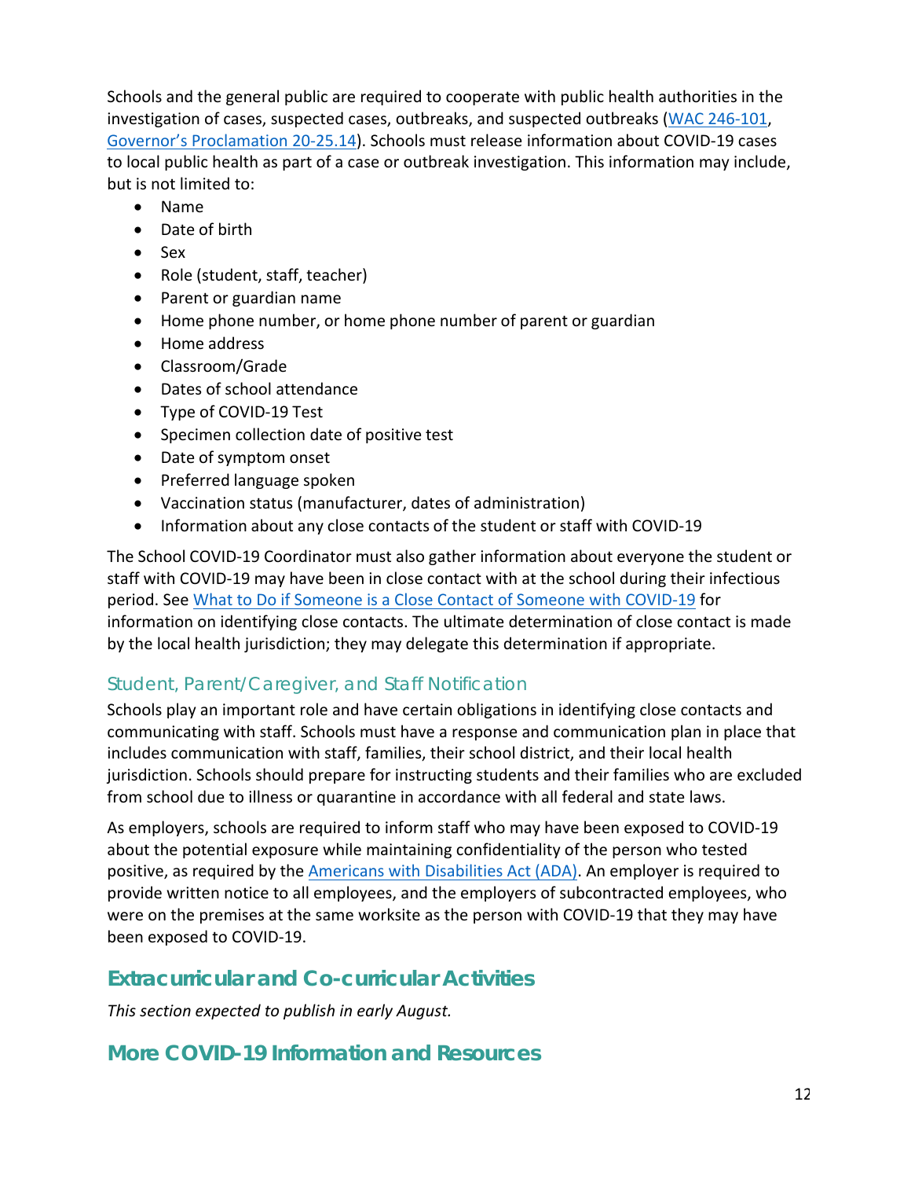Schools and the general public are required to cooperate with public health authorities in the investigation of cases, suspected cases, outbreaks, and suspected outbreaks (WAC 246-101, Governor's Proclamation 20-25.14). Schools must release information about COVID-19 cases to local public health as part of a case or outbreak investigation. This information may include, but is not limited to:

- Name
- Date of birth
- Sex
- Role (student, staff, teacher)
- Parent or guardian name
- Home phone number, or home phone number of parent or guardian
- Home address
- Classroom/Grade
- Dates of school attendance
- Type of COVID-19 Test
- Specimen collection date of positive test
- Date of symptom onset
- Preferred language spoken
- Vaccination status (manufacturer, dates of administration)
- Information about any close contacts of the student or staff with COVID-19

The School COVID-19 Coordinator must also gather information about everyone the student or staff with COVID-19 may have been in close contact with at the school during their infectious period. See What to Do if Someone is a Close Contact of Someone with COVID-19 for information on identifying close contacts. The ultimate determination of close contact is made by the local health jurisdiction; they may delegate this determination if appropriate.

### Student, Parent/Caregiver, and Staff Notification

Schools play an important role and have certain obligations in identifying close contacts and communicating with staff. Schools must have a response and communication plan in place that includes communication with staff, families, their school district, and their local health jurisdiction. Schools should prepare for instructing students and their families who are excluded from school due to illness or quarantine in accordance with all federal and state laws.

As employers, schools are required to inform staff who may have been exposed to COVID-19 about the potential exposure while maintaining confidentiality of the person who tested positive, as required by the Americans with Disabilities Act (ADA). An employer is required to provide written notice to all employees, and the employers of subcontracted employees, who were on the premises at the same worksite as the person with COVID-19 that they may have been exposed to COVID-19.

## Extracurricular and Co-curricular Activities

*This section expected to publish in early August.*

## More COVID-19 Information and Resources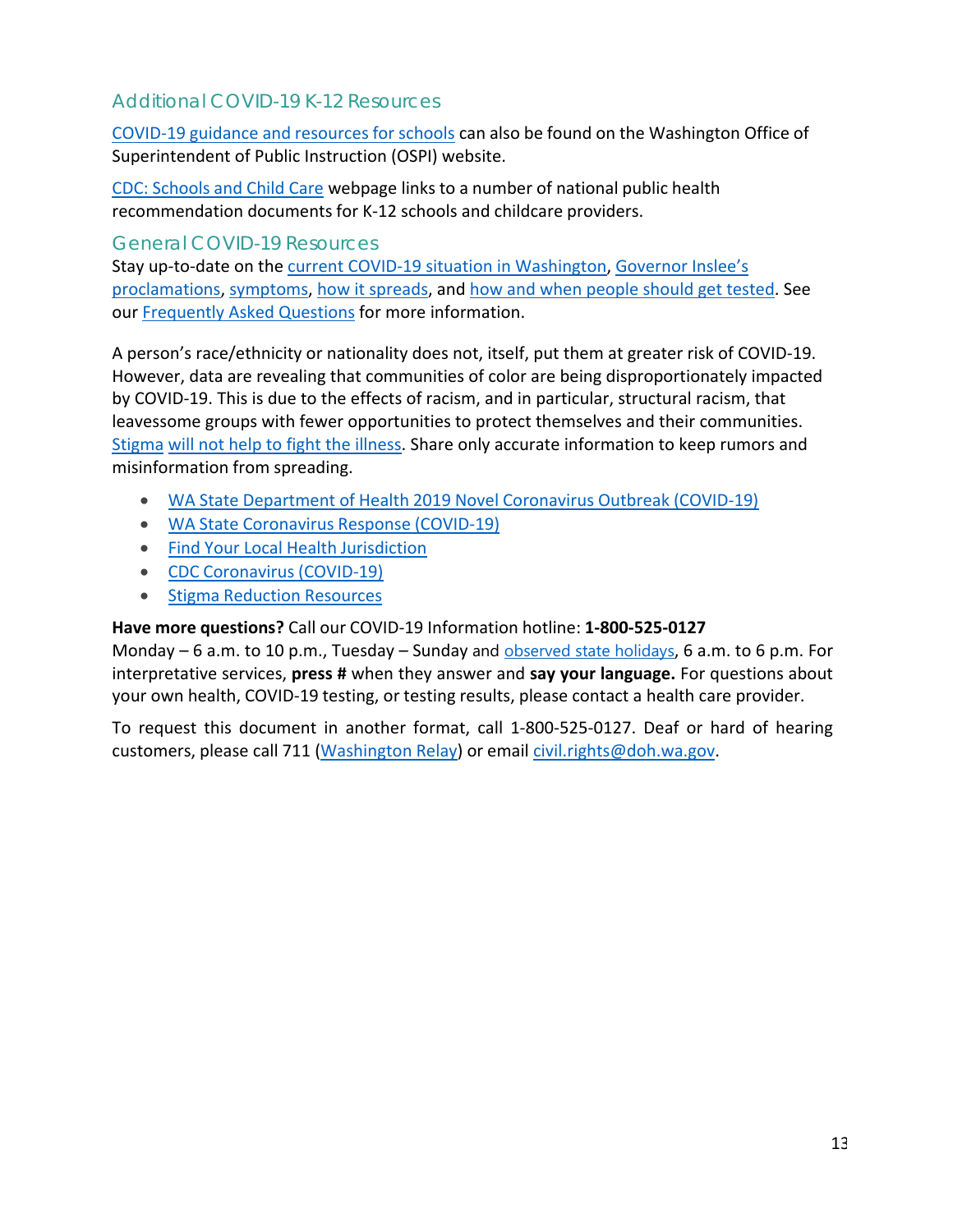## Additional COVID-19 K-12 Resources

COVID-19 guidance and resources for schools can also be found on the Washington Office of Superintendent of Public Instruction (OSPI) website.

CDC: Schools and Child Care webpage links to a number of national public health recommendation documents for K-12 schools and childcare providers.

## General COVID-19 Resources

Stay up-to-date on the current COVID-19 situation in Washington, Governor Inslee's proclamations, symptoms, how it spreads, and how and when people should get tested. See our Frequently Asked Questions for more information.

A person's race/ethnicity or nationality does not, itself, put them at greater risk of COVID-19. However, data are revealing that communities of color are being disproportionately impacted by COVID-19. This is due to the effects of racism, and in particular, structural racism, that leavessome groups with fewer opportunities to protect themselves and their communities. Stigma will not help to fight the illness. Share only accurate information to keep rumors and misinformation from spreading.

- WA State Department of Health 2019 Novel Coronavirus Outbreak (COVID-19)
- WA State Coronavirus Response (COVID-19)
- Find Your Local Health Jurisdiction
- CDC Coronavirus (COVID-19)
- Stigma Reduction Resources

**Have more questions?** Call our COVID-19 Information hotline: **1-800-525-0127**
Monday – 6 a.m. to 10 p.m., Tuesday – Sunday and observed state holidays, 6 a.m. to 6 p.m. For interpretative services, **press #** when they answer and **say your language.** For questions about your own health, COVID-19 testing, or testing results, please contact a health care provider.

To request this document in another format, call 1-800-525-0127. Deaf or hard of hearing customers, please call 711 (Washington Relay) or email civil.rights@doh.wa.gov.